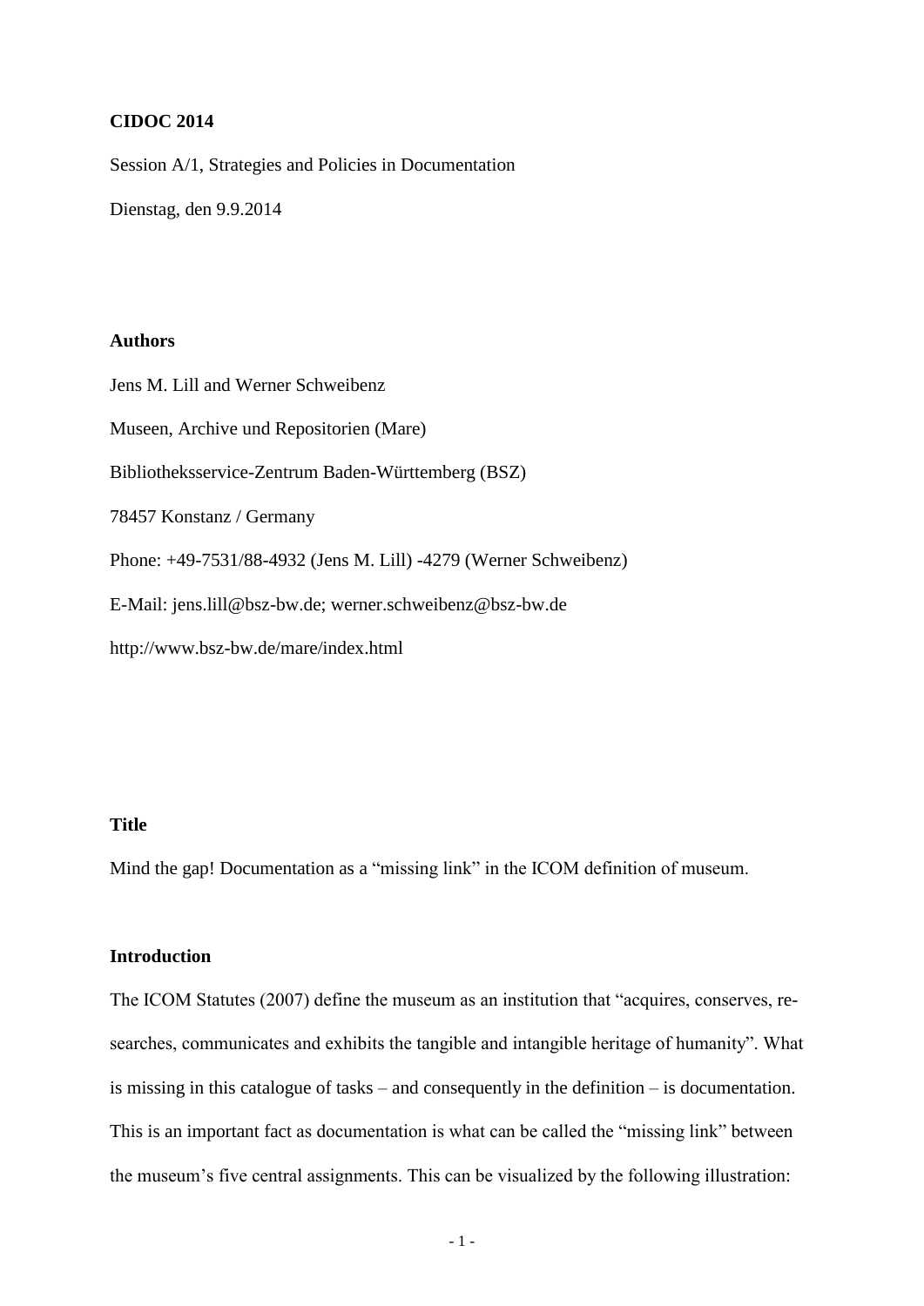**CIDOC 2014**

Session A/1, Strategies and Policies in Documentation

Dienstag, den 9.9.2014

**Authors**

Jens M. Lill and Werner Schweibenz

Museen, Archive und Repositorien (Mare)

Bibliotheksservice-Zentrum Baden-Württemberg (BSZ)

78457 Konstanz / Germany

Phone: +49-7531/88-4932 (Jens M. Lill) -4279 (Werner Schweibenz)

E-Mail: jens.lill@bsz-bw.de; werner.schweibenz@bsz-bw.de

http://www.bsz-bw.de/mare/index.html

**Title**

Mind the gap! Documentation as a "missing link" in the ICOM definition of museum.

**Introduction**

The ICOM Statutes (2007) define the museum as an institution that "acquires, conserves, researches, communicates and exhibits the tangible and intangible heritage of humanity". What is missing in this catalogue of tasks – and consequently in the definition – is documentation. This is an important fact as documentation is what can be called the "missing link" between the museum's five central assignments. This can be visualized by the following illustration: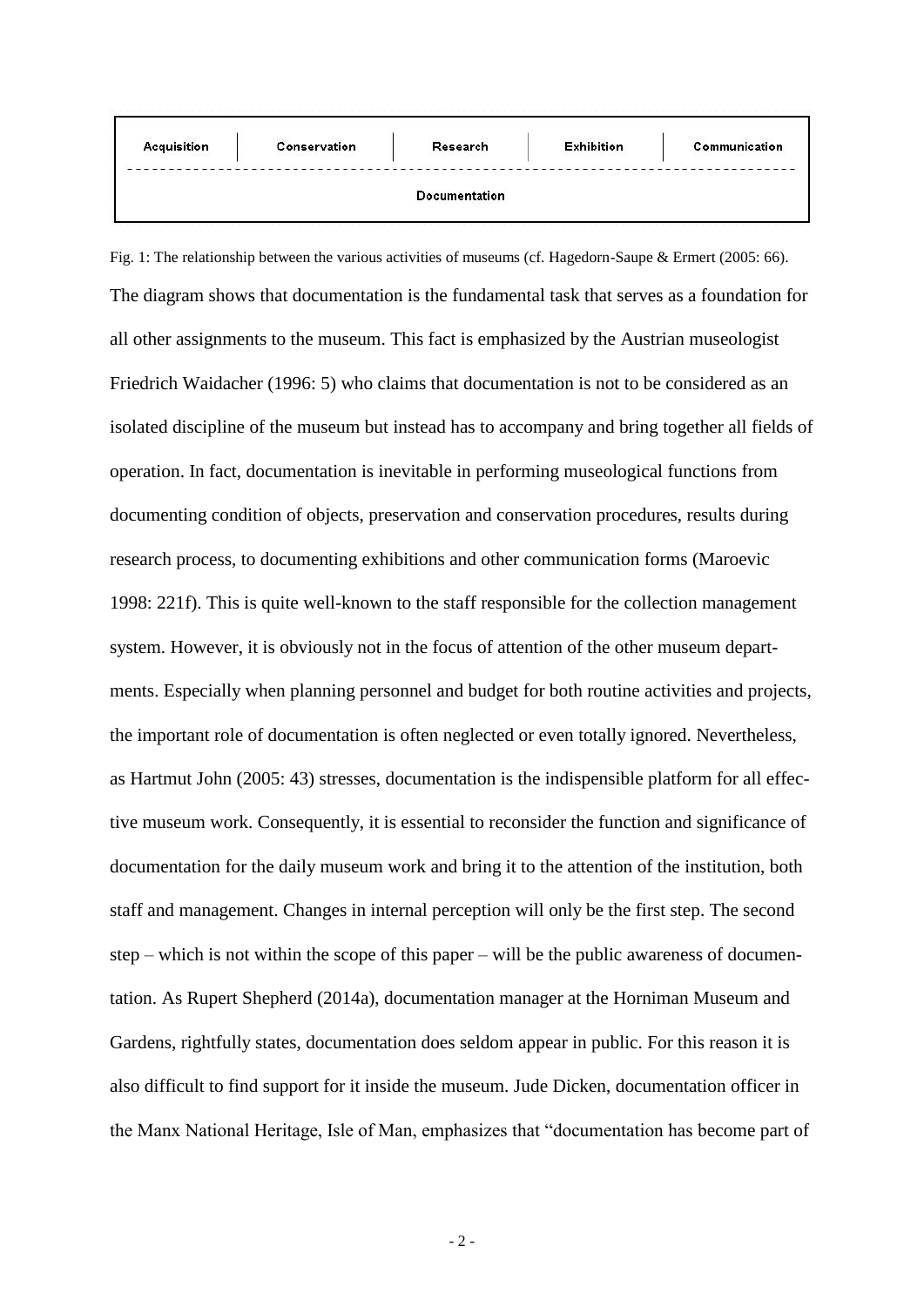| Acquisition | Conservation | Research | Exhibition | Communication |
|---|---|---|---|---|
| Documentation | | | | |

Fig. 1: The relationship between the various activities of museums (cf. Hagedorn-Saupe & Ermert (2005: 66).

The diagram shows that documentation is the fundamental task that serves as a foundation for all other assignments to the museum. This fact is emphasized by the Austrian museologist Friedrich Waidacher (1996: 5) who claims that documentation is not to be considered as an isolated discipline of the museum but instead has to accompany and bring together all fields of operation. In fact, documentation is inevitable in performing museological functions from documenting condition of objects, preservation and conservation procedures, results during research process, to documenting exhibitions and other communication forms (Maroevic 1998: 221f). This is quite well-known to the staff responsible for the collection management system. However, it is obviously not in the focus of attention of the other museum departments. Especially when planning personnel and budget for both routine activities and projects, the important role of documentation is often neglected or even totally ignored. Nevertheless, as Hartmut John (2005: 43) stresses, documentation is the indispensible platform for all effective museum work. Consequently, it is essential to reconsider the function and significance of documentation for the daily museum work and bring it to the attention of the institution, both staff and management. Changes in internal perception will only be the first step. The second step – which is not within the scope of this paper – will be the public awareness of documentation. As Rupert Shepherd (2014a), documentation manager at the Horniman Museum and Gardens, rightfully states, documentation does seldom appear in public. For this reason it is also difficult to find support for it inside the museum. Jude Dicken, documentation officer in the Manx National Heritage, Isle of Man, emphasizes that "documentation has become part of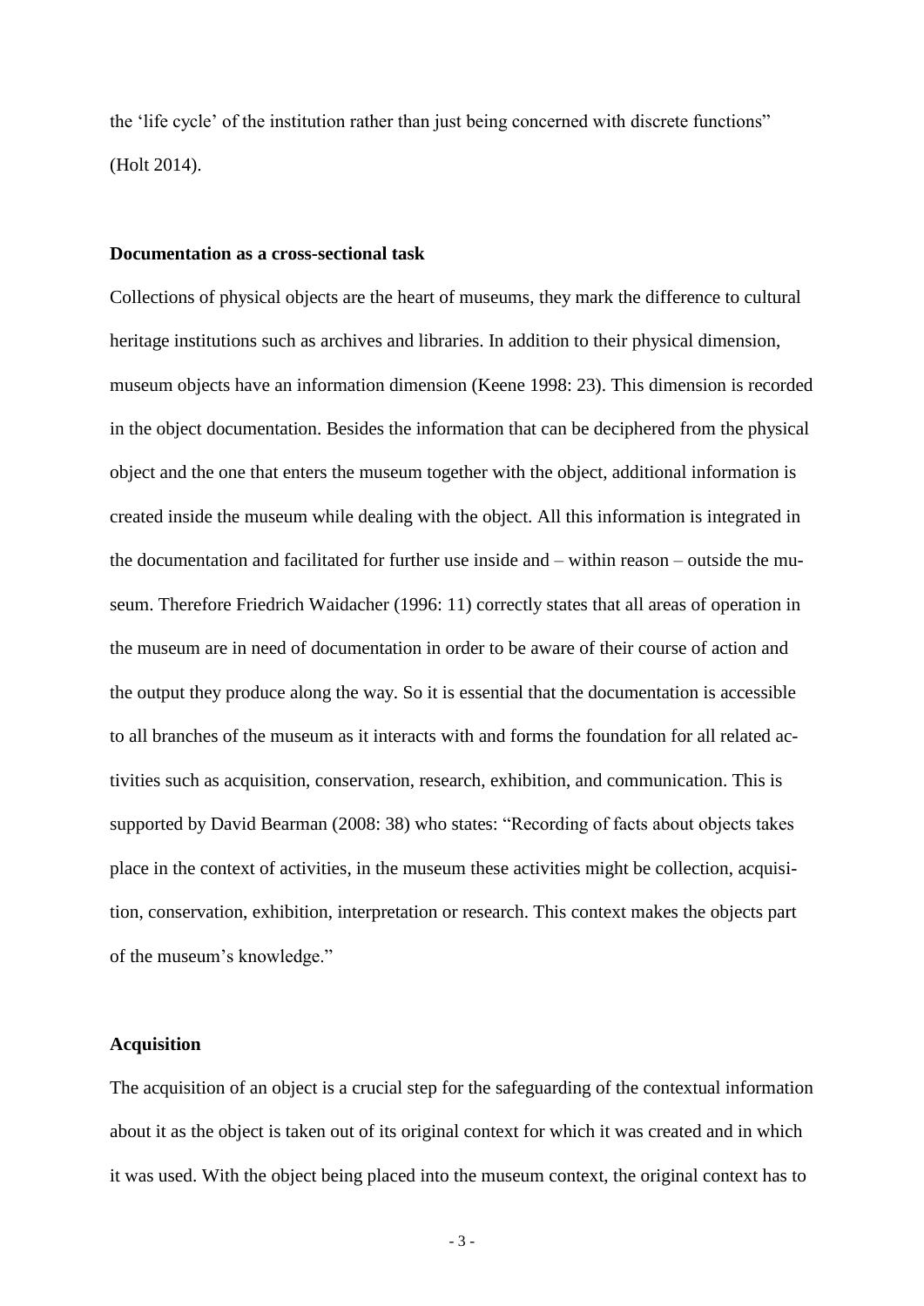the 'life cycle' of the institution rather than just being concerned with discrete functions" (Holt 2014).

**Documentation as a cross-sectional task**

Collections of physical objects are the heart of museums, they mark the difference to cultural heritage institutions such as archives and libraries. In addition to their physical dimension, museum objects have an information dimension (Keene 1998: 23). This dimension is recorded in the object documentation. Besides the information that can be deciphered from the physical object and the one that enters the museum together with the object, additional information is created inside the museum while dealing with the object. All this information is integrated in the documentation and facilitated for further use inside and – within reason – outside the museum. Therefore Friedrich Waidacher (1996: 11) correctly states that all areas of operation in the museum are in need of documentation in order to be aware of their course of action and the output they produce along the way. So it is essential that the documentation is accessible to all branches of the museum as it interacts with and forms the foundation for all related activities such as acquisition, conservation, research, exhibition, and communication. This is supported by David Bearman (2008: 38) who states: "Recording of facts about objects takes place in the context of activities, in the museum these activities might be collection, acquisition, conservation, exhibition, interpretation or research. This context makes the objects part of the museum's knowledge."

**Acquisition**

The acquisition of an object is a crucial step for the safeguarding of the contextual information about it as the object is taken out of its original context for which it was created and in which it was used. With the object being placed into the museum context, the original context has to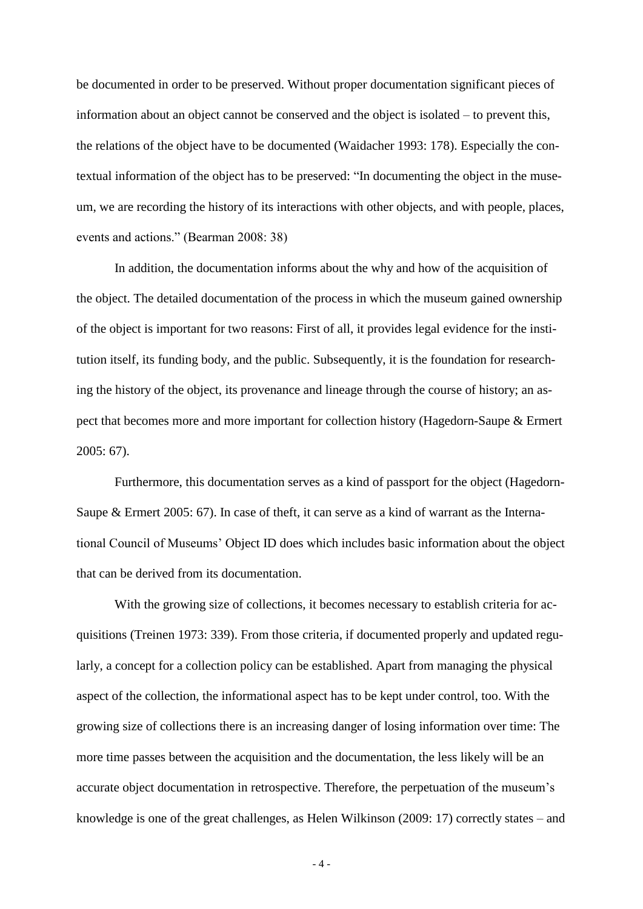be documented in order to be preserved. Without proper documentation significant pieces of information about an object cannot be conserved and the object is isolated – to prevent this, the relations of the object have to be documented (Waidacher 1993: 178). Especially the contextual information of the object has to be preserved: "In documenting the object in the museum, we are recording the history of its interactions with other objects, and with people, places, events and actions." (Bearman 2008: 38)

In addition, the documentation informs about the why and how of the acquisition of the object. The detailed documentation of the process in which the museum gained ownership of the object is important for two reasons: First of all, it provides legal evidence for the institution itself, its funding body, and the public. Subsequently, it is the foundation for researching the history of the object, its provenance and lineage through the course of history; an aspect that becomes more and more important for collection history (Hagedorn-Saupe & Ermert 2005: 67).

Furthermore, this documentation serves as a kind of passport for the object (Hagedorn-Saupe & Ermert 2005: 67). In case of theft, it can serve as a kind of warrant as the International Council of Museums' Object ID does which includes basic information about the object that can be derived from its documentation.

With the growing size of collections, it becomes necessary to establish criteria for acquisitions (Treinen 1973: 339). From those criteria, if documented properly and updated regularly, a concept for a collection policy can be established. Apart from managing the physical aspect of the collection, the informational aspect has to be kept under control, too. With the growing size of collections there is an increasing danger of losing information over time: The more time passes between the acquisition and the documentation, the less likely will be an accurate object documentation in retrospective. Therefore, the perpetuation of the museum's knowledge is one of the great challenges, as Helen Wilkinson (2009: 17) correctly states – and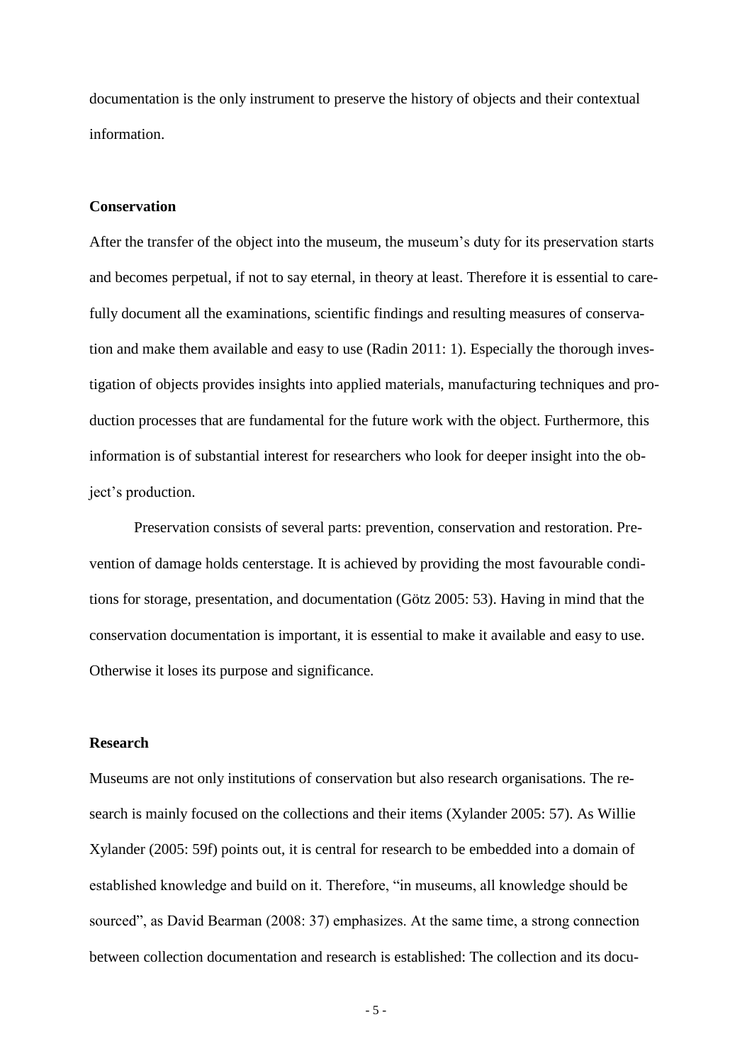documentation is the only instrument to preserve the history of objects and their contextual information.

### Conservation

After the transfer of the object into the museum, the museum's duty for its preservation starts and becomes perpetual, if not to say eternal, in theory at least. Therefore it is essential to carefully document all the examinations, scientific findings and resulting measures of conservation and make them available and easy to use (Radin 2011: 1). Especially the thorough investigation of objects provides insights into applied materials, manufacturing techniques and production processes that are fundamental for the future work with the object. Furthermore, this information is of substantial interest for researchers who look for deeper insight into the object's production.

Preservation consists of several parts: prevention, conservation and restoration. Prevention of damage holds centerstage. It is achieved by providing the most favourable conditions for storage, presentation, and documentation (Götz 2005: 53). Having in mind that the conservation documentation is important, it is essential to make it available and easy to use. Otherwise it loses its purpose and significance.

### Research

Museums are not only institutions of conservation but also research organisations. The research is mainly focused on the collections and their items (Xylander 2005: 57). As Willie Xylander (2005: 59f) points out, it is central for research to be embedded into a domain of established knowledge and build on it. Therefore, "in museums, all knowledge should be sourced", as David Bearman (2008: 37) emphasizes. At the same time, a strong connection between collection documentation and research is established: The collection and its docu-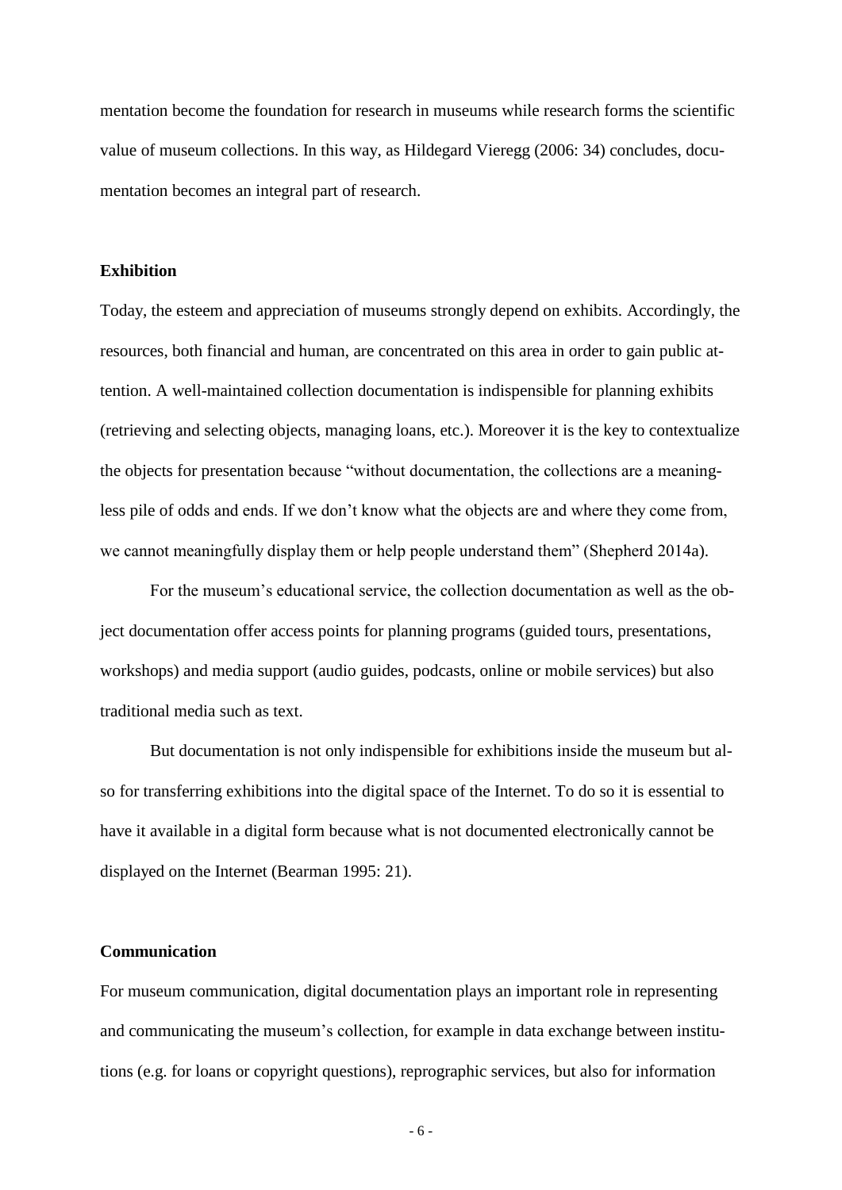mentation become the foundation for research in museums while research forms the scientific value of museum collections. In this way, as Hildegard Vieregg (2006: 34) concludes, documentation becomes an integral part of research.

**Exhibition**

Today, the esteem and appreciation of museums strongly depend on exhibits. Accordingly, the resources, both financial and human, are concentrated on this area in order to gain public attention. A well-maintained collection documentation is indispensible for planning exhibits (retrieving and selecting objects, managing loans, etc.). Moreover it is the key to contextualize the objects for presentation because "without documentation, the collections are a meaningless pile of odds and ends. If we don't know what the objects are and where they come from, we cannot meaningfully display them or help people understand them" (Shepherd 2014a).

For the museum's educational service, the collection documentation as well as the object documentation offer access points for planning programs (guided tours, presentations, workshops) and media support (audio guides, podcasts, online or mobile services) but also traditional media such as text.

But documentation is not only indispensible for exhibitions inside the museum but also for transferring exhibitions into the digital space of the Internet. To do so it is essential to have it available in a digital form because what is not documented electronically cannot be displayed on the Internet (Bearman 1995: 21).

**Communication**

For museum communication, digital documentation plays an important role in representing and communicating the museum's collection, for example in data exchange between institutions (e.g. for loans or copyright questions), reprographic services, but also for information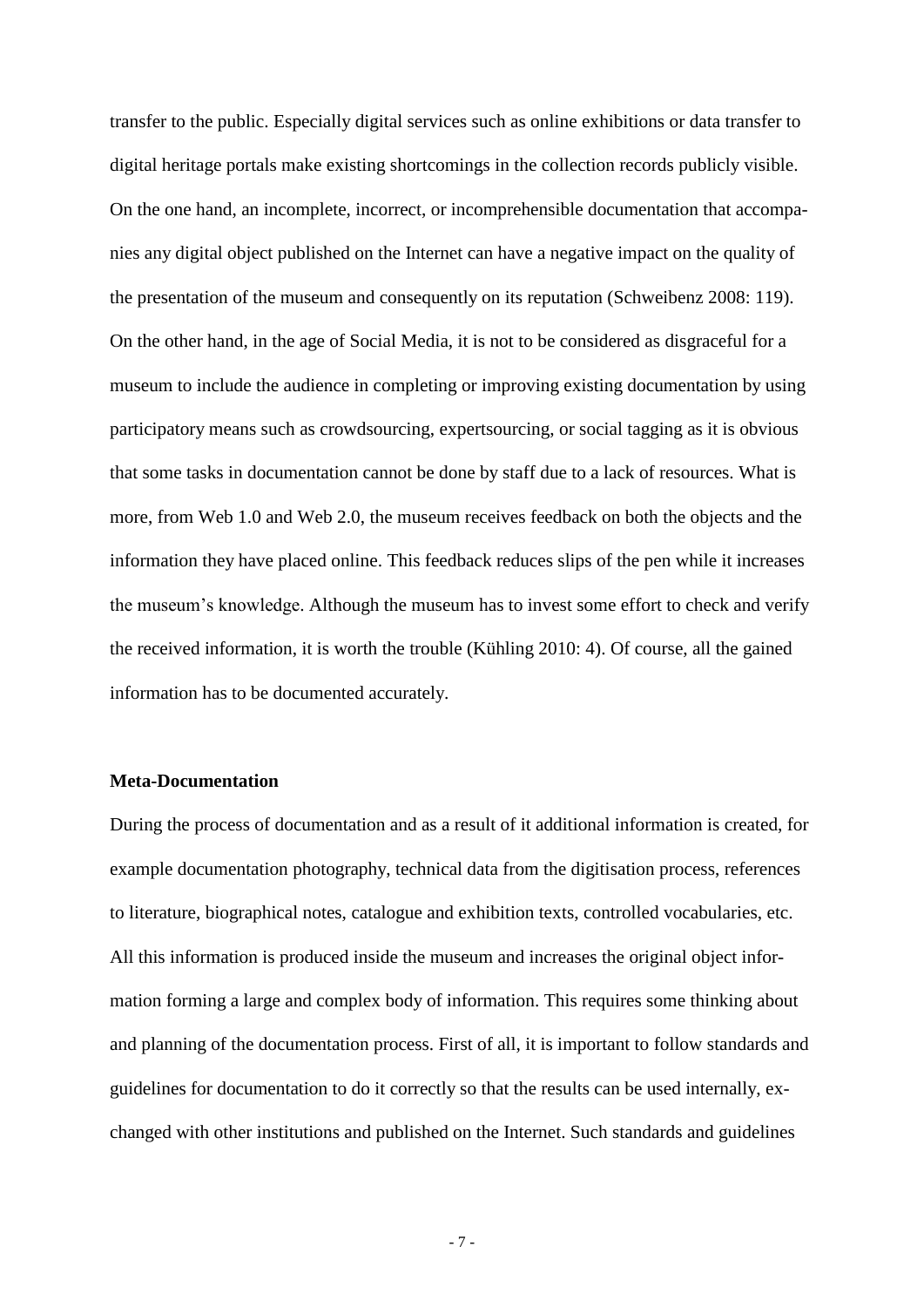transfer to the public. Especially digital services such as online exhibitions or data transfer to digital heritage portals make existing shortcomings in the collection records publicly visible. On the one hand, an incomplete, incorrect, or incomprehensible documentation that accompanies any digital object published on the Internet can have a negative impact on the quality of the presentation of the museum and consequently on its reputation (Schweibenz 2008: 119). On the other hand, in the age of Social Media, it is not to be considered as disgraceful for a museum to include the audience in completing or improving existing documentation by using participatory means such as crowdsourcing, expertsourcing, or social tagging as it is obvious that some tasks in documentation cannot be done by staff due to a lack of resources. What is more, from Web 1.0 and Web 2.0, the museum receives feedback on both the objects and the information they have placed online. This feedback reduces slips of the pen while it increases the museum's knowledge. Although the museum has to invest some effort to check and verify the received information, it is worth the trouble (Kühling 2010: 4). Of course, all the gained information has to be documented accurately.

**Meta-Documentation**

During the process of documentation and as a result of it additional information is created, for example documentation photography, technical data from the digitisation process, references to literature, biographical notes, catalogue and exhibition texts, controlled vocabularies, etc. All this information is produced inside the museum and increases the original object information forming a large and complex body of information. This requires some thinking about and planning of the documentation process. First of all, it is important to follow standards and guidelines for documentation to do it correctly so that the results can be used internally, exchanged with other institutions and published on the Internet. Such standards and guidelines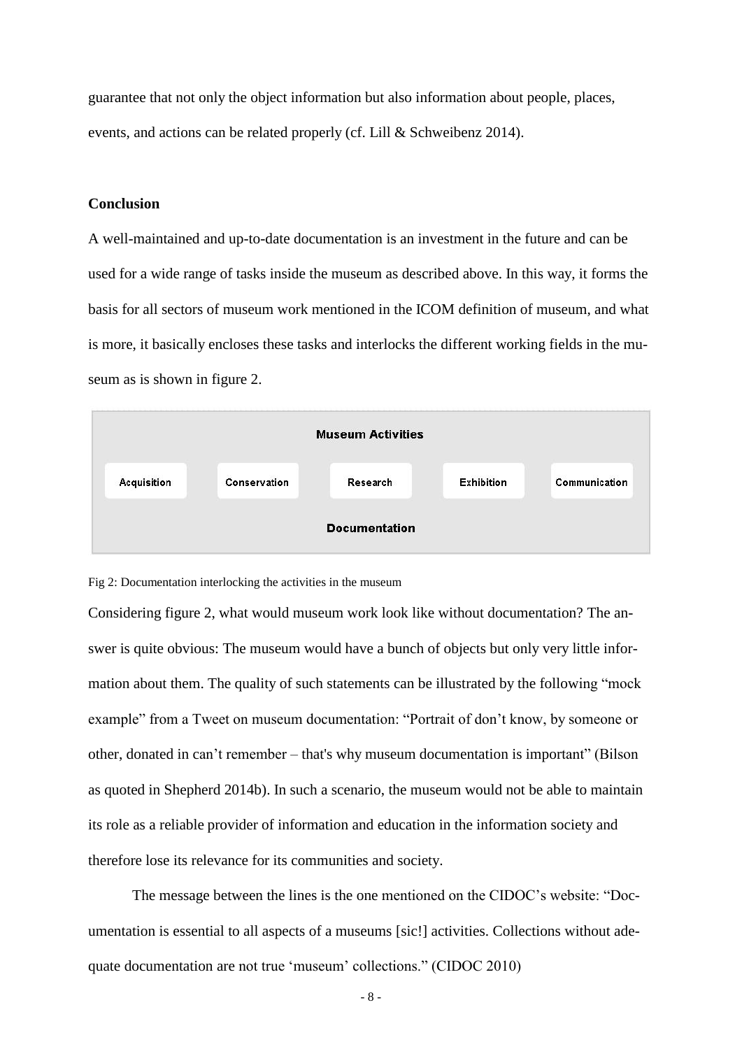guarantee that not only the object information but also information about people, places, events, and actions can be related properly (cf. Lill & Schweibenz 2014).

**Conclusion**

A well-maintained and up-to-date documentation is an investment in the future and can be used for a wide range of tasks inside the museum as described above. In this way, it forms the basis for all sectors of museum work mentioned in the ICOM definition of museum, and what is more, it basically encloses these tasks and interlocks the different working fields in the museum as is shown in figure 2.

| Museum Activities | | | | |
|---|---|---|---|---|
| Acquisition | Conservation | Research | Exhibition | Communication |
| Documentation | | | | |

Fig 2: Documentation interlocking the activities in the museum

Considering figure 2, what would museum work look like without documentation? The answer is quite obvious: The museum would have a bunch of objects but only very little information about them. The quality of such statements can be illustrated by the following "mock example" from a Tweet on museum documentation: "Portrait of don't know, by someone or other, donated in can't remember – that's why museum documentation is important" (Bilson as quoted in Shepherd 2014b). In such a scenario, the museum would not be able to maintain its role as a reliable provider of information and education in the information society and therefore lose its relevance for its communities and society.

The message between the lines is the one mentioned on the CIDOC's website: "Documentation is essential to all aspects of a museums [sic!] activities. Collections without adequate documentation are not true 'museum' collections." (CIDOC 2010)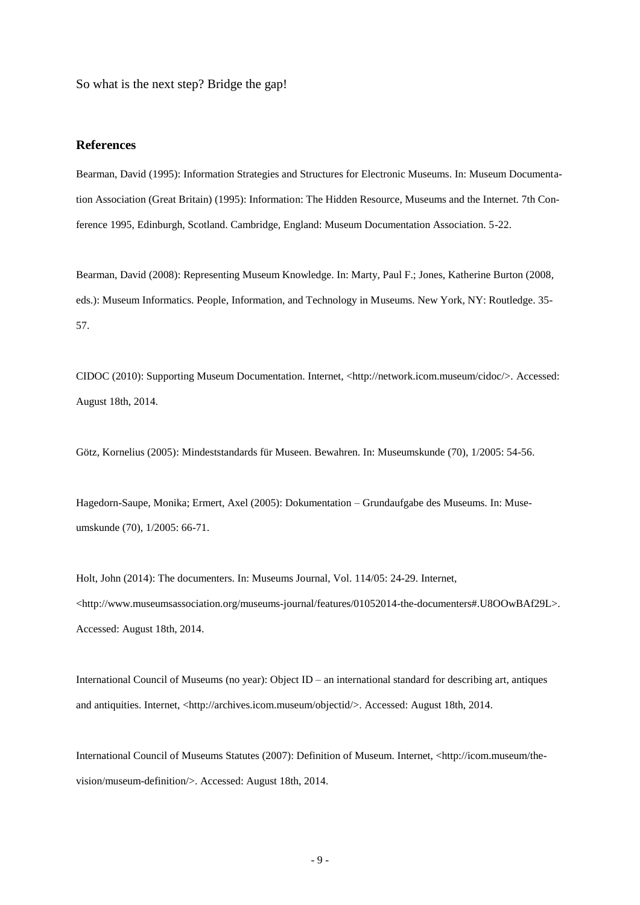So what is the next step? Bridge the gap!

## References

Bearman, David (1995): Information Strategies and Structures for Electronic Museums. In: Museum Documentation Association (Great Britain) (1995): Information: The Hidden Resource, Museums and the Internet. 7th Conference 1995, Edinburgh, Scotland. Cambridge, England: Museum Documentation Association. 5-22.

Bearman, David (2008): Representing Museum Knowledge. In: Marty, Paul F.; Jones, Katherine Burton (2008, eds.): Museum Informatics. People, Information, and Technology in Museums. New York, NY: Routledge. 35-57.

CIDOC (2010): Supporting Museum Documentation. Internet, <http://network.icom.museum/cidoc/>. Accessed: August 18th, 2014.

Götz, Kornelius (2005): Mindeststandards für Museen. Bewahren. In: Museumskunde (70), 1/2005: 54-56.

Hagedorn-Saupe, Monika; Ermert, Axel (2005): Dokumentation – Grundaufgabe des Museums. In: Museumskunde (70), 1/2005: 66-71.

Holt, John (2014): The documenters. In: Museums Journal, Vol. 114/05: 24-29. Internet, <http://www.museumsassociation.org/museums-journal/features/01052014-the-documenters#.U8OOwBAf29L>. Accessed: August 18th, 2014.

International Council of Museums (no year): Object ID – an international standard for describing art, antiques and antiquities. Internet, <http://archives.icom.museum/objectid/>. Accessed: August 18th, 2014.

International Council of Museums Statutes (2007): Definition of Museum. Internet, <http://icom.museum/the-vision/museum-definition/>. Accessed: August 18th, 2014.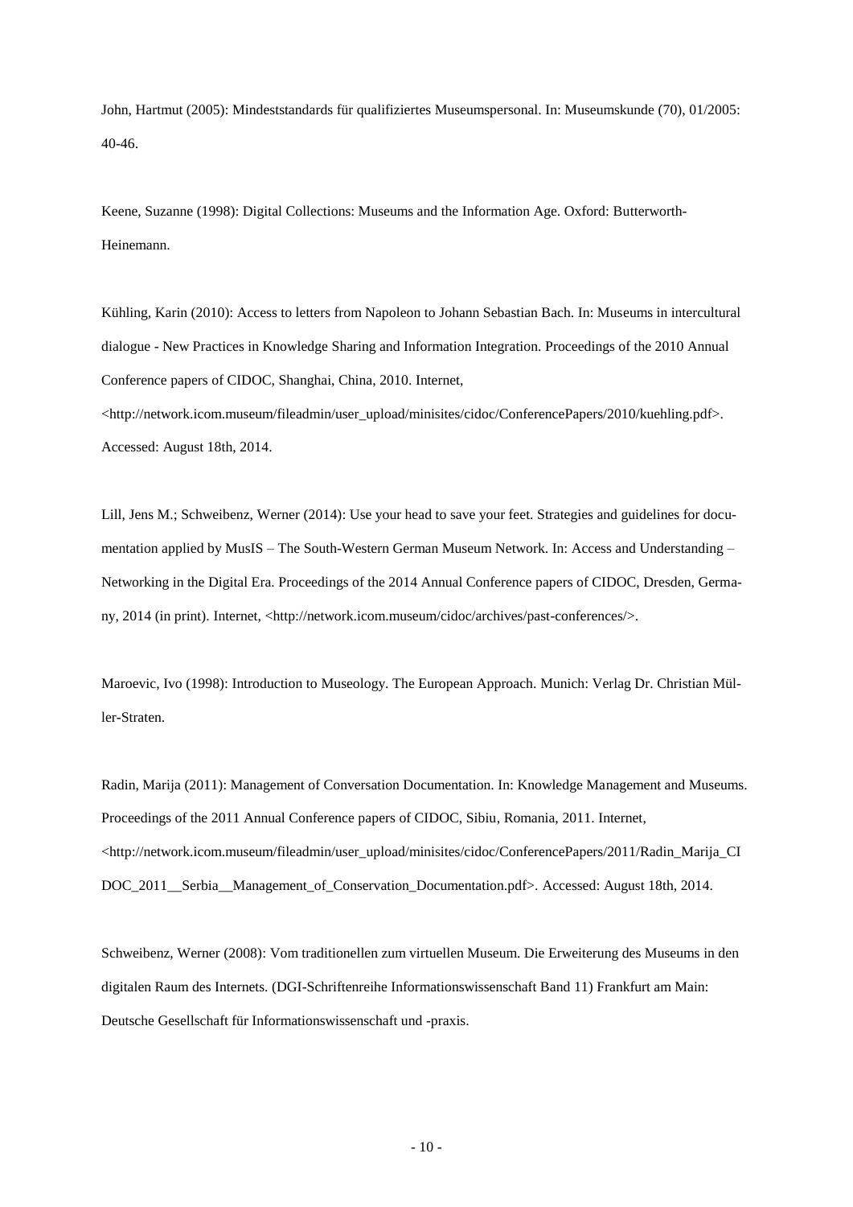John, Hartmut (2005): Mindeststandards für qualifiziertes Museumspersonal. In: Museumskunde (70), 01/2005: 40-46.

Keene, Suzanne (1998): Digital Collections: Museums and the Information Age. Oxford: Butterworth-Heinemann.

Kühling, Karin (2010): Access to letters from Napoleon to Johann Sebastian Bach. In: Museums in intercultural dialogue - New Practices in Knowledge Sharing and Information Integration. Proceedings of the 2010 Annual Conference papers of CIDOC, Shanghai, China, 2010. Internet, <http://network.icom.museum/fileadmin/user_upload/minisites/cidoc/ConferencePapers/2010/kuehling.pdf>. Accessed: August 18th, 2014.

Lill, Jens M.; Schweibenz, Werner (2014): Use your head to save your feet. Strategies and guidelines for documentation applied by MusIS – The South-Western German Museum Network. In: Access and Understanding – Networking in the Digital Era. Proceedings of the 2014 Annual Conference papers of CIDOC, Dresden, Germany, 2014 (in print). Internet, <http://network.icom.museum/cidoc/archives/past-conferences/>.

Maroevic, Ivo (1998): Introduction to Museology. The European Approach. Munich: Verlag Dr. Christian Müller-Straten.

Radin, Marija (2011): Management of Conversation Documentation. In: Knowledge Management and Museums. Proceedings of the 2011 Annual Conference papers of CIDOC, Sibiu, Romania, 2011. Internet, <http://network.icom.museum/fileadmin/user_upload/minisites/cidoc/ConferencePapers/2011/Radin_Marija_CIDOC_2011__Serbia__Management_of_Conservation_Documentation.pdf>. Accessed: August 18th, 2014.

Schweibenz, Werner (2008): Vom traditionellen zum virtuellen Museum. Die Erweiterung des Museums in den digitalen Raum des Internets. (DGI-Schriftenreihe Informationswissenschaft Band 11) Frankfurt am Main: Deutsche Gesellschaft für Informationswissenschaft und -praxis.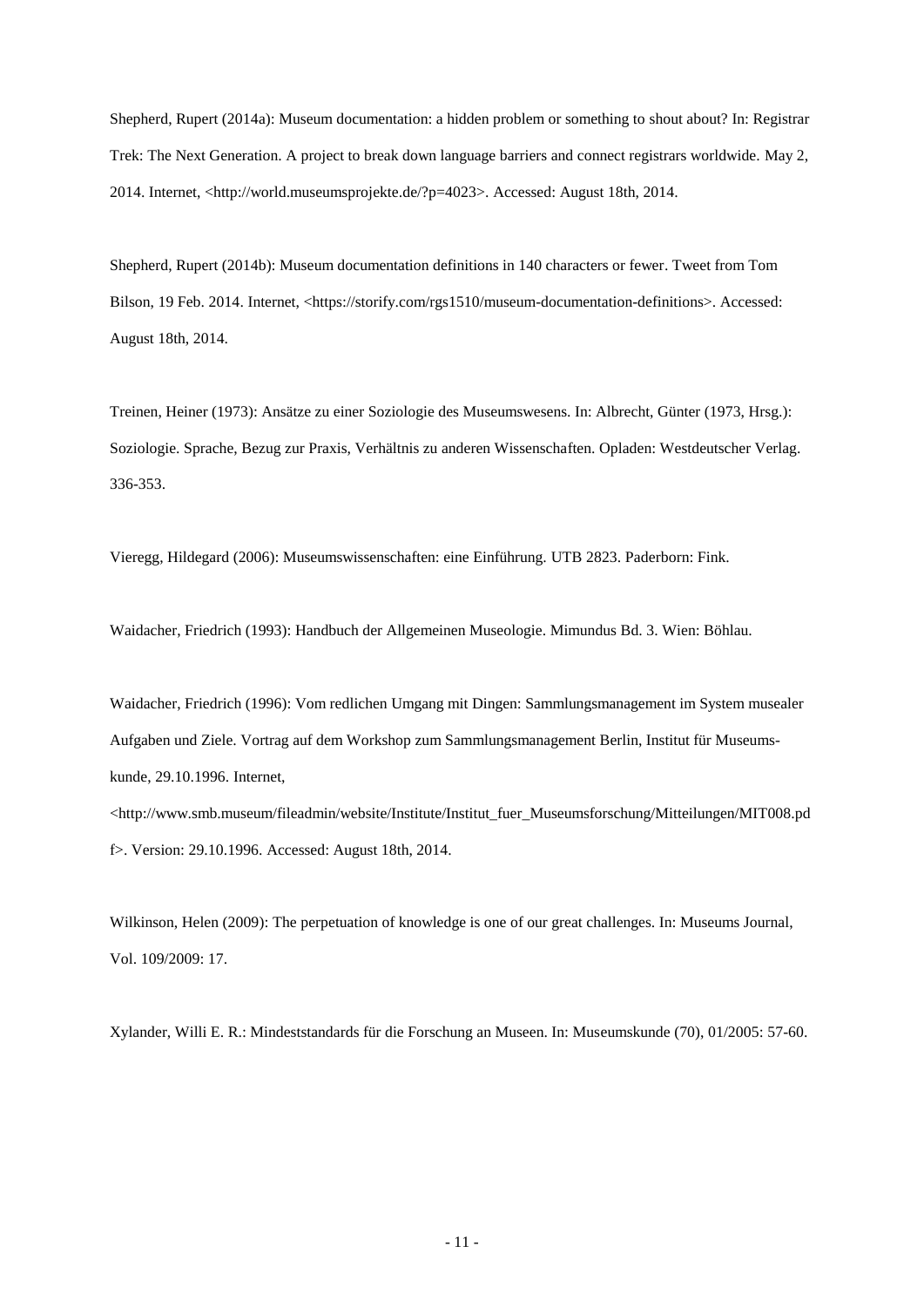Shepherd, Rupert (2014a): Museum documentation: a hidden problem or something to shout about? In: Registrar Trek: The Next Generation. A project to break down language barriers and connect registrars worldwide. May 2, 2014. Internet, <http://world.museumsprojekte.de/?p=4023>. Accessed: August 18th, 2014.

Shepherd, Rupert (2014b): Museum documentation definitions in 140 characters or fewer. Tweet from Tom Bilson, 19 Feb. 2014. Internet, <https://storify.com/rgs1510/museum-documentation-definitions>. Accessed: August 18th, 2014.

Treinen, Heiner (1973): Ansätze zu einer Soziologie des Museumswesens. In: Albrecht, Günter (1973, Hrsg.): Soziologie. Sprache, Bezug zur Praxis, Verhältnis zu anderen Wissenschaften. Opladen: Westdeutscher Verlag. 336-353.

Vieregg, Hildegard (2006): Museumswissenschaften: eine Einführung. UTB 2823. Paderborn: Fink.

Waidacher, Friedrich (1993): Handbuch der Allgemeinen Museologie. Mimundus Bd. 3. Wien: Böhlau.

Waidacher, Friedrich (1996): Vom redlichen Umgang mit Dingen: Sammlungsmanagement im System musealer Aufgaben und Ziele. Vortrag auf dem Workshop zum Sammlungsmanagement Berlin, Institut für Museumskunde, 29.10.1996. Internet, <http://www.smb.museum/fileadmin/website/Institute/Institut_fuer_Museumsforschung/Mitteilungen/MIT008.pdf>. Version: 29.10.1996. Accessed: August 18th, 2014.

Wilkinson, Helen (2009): The perpetuation of knowledge is one of our great challenges. In: Museums Journal, Vol. 109/2009: 17.

Xylander, Willi E. R.: Mindeststandards für die Forschung an Museen. In: Museumskunde (70), 01/2005: 57-60.